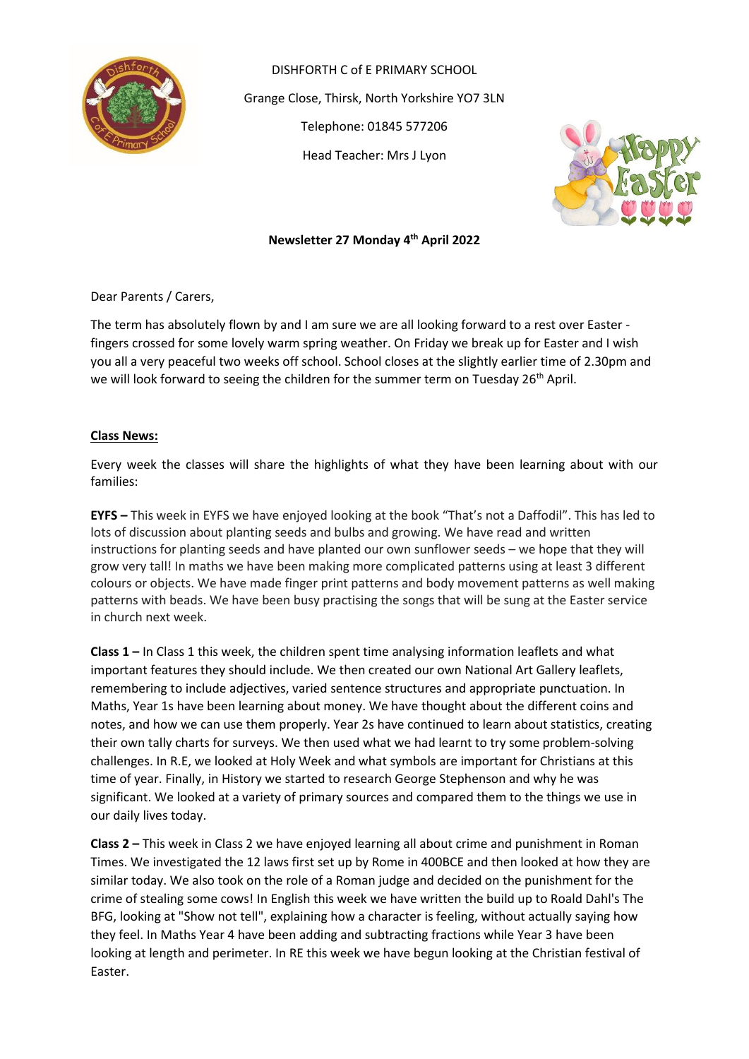DISHFORTH C of E PRIMARY SCHOOL

Grange Close, Thirsk, North Yorkshire YO7 3LN

Telephone: 01845 577206

Head Teacher: Mrs J Lyon

**Newsletter 27 Monday 4th April 2022**

Dear Parents / Carers,

The term has absolutely flown by and I am sure we are all looking forward to a rest over Easter - fingers crossed for some lovely warm spring weather. On Friday we break up for Easter and I wish you all a very peaceful two weeks off school. School closes at the slightly earlier time of 2.30pm and we will look forward to seeing the children for the summer term on Tuesday 26th April.

## Class News:

Every week the classes will share the highlights of what they have been learning about with our families:

**EYFS –** This week in EYFS we have enjoyed looking at the book "That's not a Daffodil". This has led to lots of discussion about planting seeds and bulbs and growing. We have read and written instructions for planting seeds and have planted our own sunflower seeds – we hope that they will grow very tall! In maths we have been making more complicated patterns using at least 3 different colours or objects. We have made finger print patterns and body movement patterns as well making patterns with beads. We have been busy practising the songs that will be sung at the Easter service in church next week.

**Class 1 –** In Class 1 this week, the children spent time analysing information leaflets and what important features they should include. We then created our own National Art Gallery leaflets, remembering to include adjectives, varied sentence structures and appropriate punctuation. In Maths, Year 1s have been learning about money. We have thought about the different coins and notes, and how we can use them properly. Year 2s have continued to learn about statistics, creating their own tally charts for surveys. We then used what we had learnt to try some problem-solving challenges. In R.E, we looked at Holy Week and what symbols are important for Christians at this time of year. Finally, in History we started to research George Stephenson and why he was significant. We looked at a variety of primary sources and compared them to the things we use in our daily lives today.

**Class 2 –** This week in Class 2 we have enjoyed learning all about crime and punishment in Roman Times. We investigated the 12 laws first set up by Rome in 400BCE and then looked at how they are similar today. We also took on the role of a Roman judge and decided on the punishment for the crime of stealing some cows! In English this week we have written the build up to Roald Dahl's The BFG, looking at "Show not tell", explaining how a character is feeling, without actually saying how they feel. In Maths Year 4 have been adding and subtracting fractions while Year 3 have been looking at length and perimeter. In RE this week we have begun looking at the Christian festival of Easter.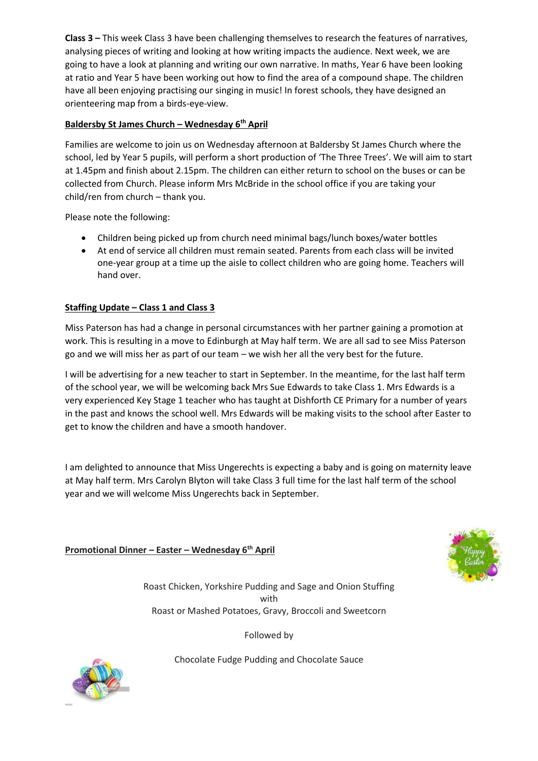**Class 3 –** This week Class 3 have been challenging themselves to research the features of narratives, analysing pieces of writing and looking at how writing impacts the audience. Next week, we are going to have a look at planning and writing our own narrative. In maths, Year 6 have been looking at ratio and Year 5 have been working out how to find the area of a compound shape. The children have all been enjoying practising our singing in music! In forest schools, they have designed an orienteering map from a birds-eye-view.

**Baldersby St James Church – Wednesday 6th April**

Families are welcome to join us on Wednesday afternoon at Baldersby St James Church where the school, led by Year 5 pupils, will perform a short production of 'The Three Trees'. We will aim to start at 1.45pm and finish about 2.15pm. The children can either return to school on the buses or can be collected from Church. Please inform Mrs McBride in the school office if you are taking your child/ren from church – thank you.

Please note the following:

- Children being picked up from church need minimal bags/lunch boxes/water bottles
- At end of service all children must remain seated. Parents from each class will be invited one-year group at a time up the aisle to collect children who are going home. Teachers will hand over.

**Staffing Update – Class 1 and Class 3**

Miss Paterson has had a change in personal circumstances with her partner gaining a promotion at work. This is resulting in a move to Edinburgh at May half term. We are all sad to see Miss Paterson go and we will miss her as part of our team – we wish her all the very best for the future.

I will be advertising for a new teacher to start in September. In the meantime, for the last half term of the school year, we will be welcoming back Mrs Sue Edwards to take Class 1. Mrs Edwards is a very experienced Key Stage 1 teacher who has taught at Dishforth CE Primary for a number of years in the past and knows the school well. Mrs Edwards will be making visits to the school after Easter to get to know the children and have a smooth handover.

I am delighted to announce that Miss Ungerechts is expecting a baby and is going on maternity leave at May half term. Mrs Carolyn Blyton will take Class 3 full time for the last half term of the school year and we will welcome Miss Ungerechts back in September.

**Promotional Dinner – Easter – Wednesday 6th April**

Roast Chicken, Yorkshire Pudding and Sage and Onion Stuffing
with
Roast or Mashed Potatoes, Gravy, Broccoli and Sweetcorn

Followed by

Chocolate Fudge Pudding and Chocolate Sauce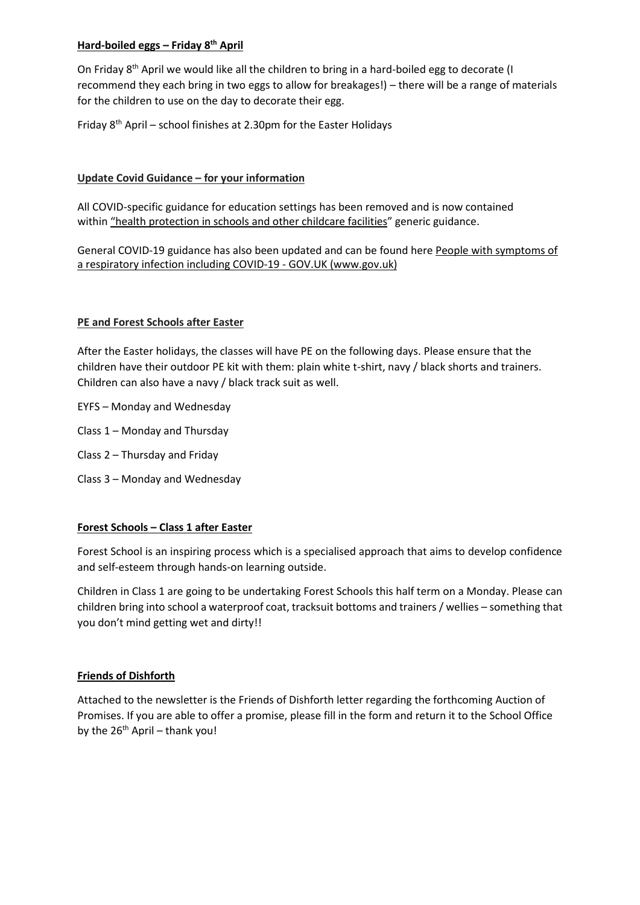**Hard-boiled eggs – Friday 8th April**

On Friday 8th April we would like all the children to bring in a hard-boiled egg to decorate (I recommend they each bring in two eggs to allow for breakages!) – there will be a range of materials for the children to use on the day to decorate their egg.

Friday 8th April – school finishes at 2.30pm for the Easter Holidays

**Update Covid Guidance – for your information**

All COVID-specific guidance for education settings has been removed and is now contained within "health protection in schools and other childcare facilities" generic guidance.

General COVID-19 guidance has also been updated and can be found here People with symptoms of a respiratory infection including COVID-19 - GOV.UK (www.gov.uk)

**PE and Forest Schools after Easter**

After the Easter holidays, the classes will have PE on the following days. Please ensure that the children have their outdoor PE kit with them: plain white t-shirt, navy / black shorts and trainers. Children can also have a navy / black track suit as well.

EYFS – Monday and Wednesday

Class 1 – Monday and Thursday

Class 2 – Thursday and Friday

Class 3 – Monday and Wednesday

**Forest Schools – Class 1 after Easter**

Forest School is an inspiring process which is a specialised approach that aims to develop confidence and self-esteem through hands-on learning outside.

Children in Class 1 are going to be undertaking Forest Schools this half term on a Monday. Please can children bring into school a waterproof coat, tracksuit bottoms and trainers / wellies – something that you don't mind getting wet and dirty!!

**Friends of Dishforth**

Attached to the newsletter is the Friends of Dishforth letter regarding the forthcoming Auction of Promises. If you are able to offer a promise, please fill in the form and return it to the School Office by the 26th April – thank you!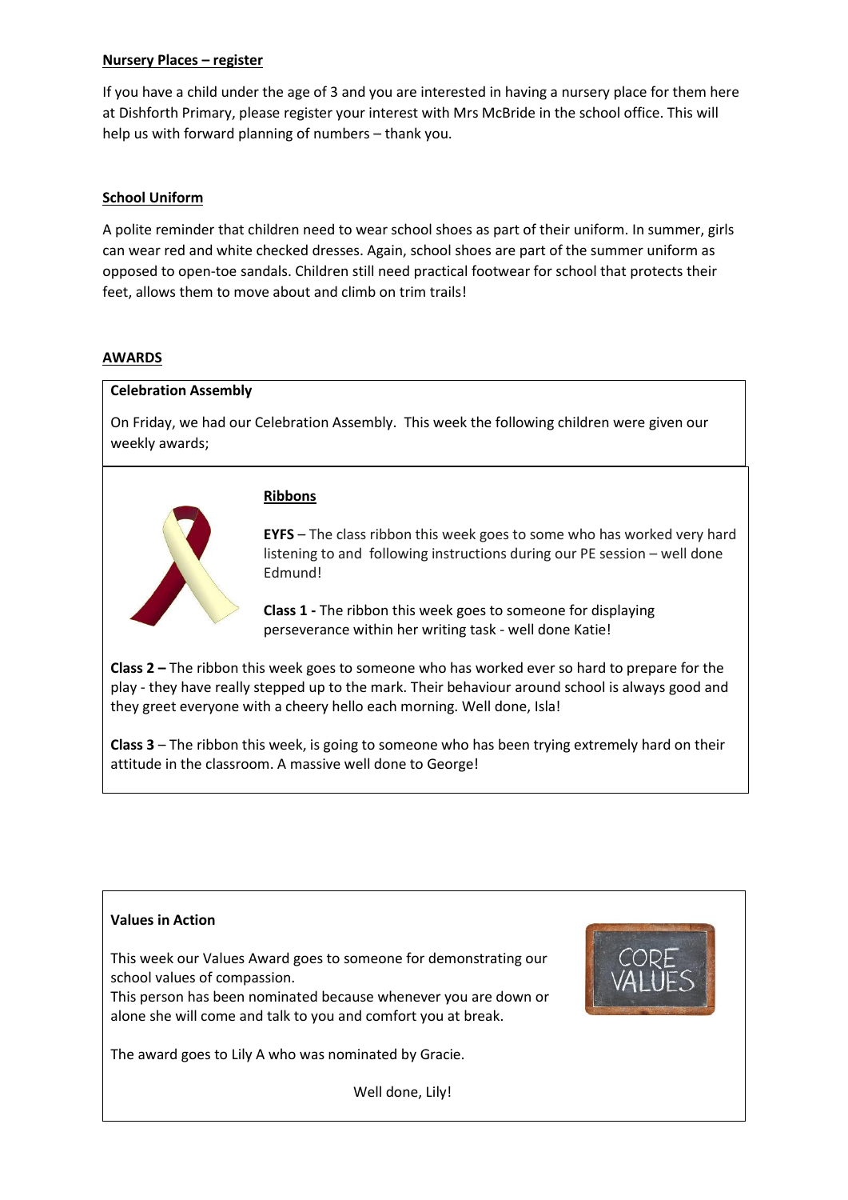**Nursery Places – register**

If you have a child under the age of 3 and you are interested in having a nursery place for them here at Dishforth Primary, please register your interest with Mrs McBride in the school office. This will help us with forward planning of numbers – thank you.

**School Uniform**

A polite reminder that children need to wear school shoes as part of their uniform. In summer, girls can wear red and white checked dresses. Again, school shoes are part of the summer uniform as opposed to open-toe sandals. Children still need practical footwear for school that protects their feet, allows them to move about and climb on trim trails!

**AWARDS**

**Celebration Assembly**

On Friday, we had our Celebration Assembly. This week the following children were given our weekly awards;

**Ribbons**

**EYFS** – The class ribbon this week goes to some who has worked very hard listening to and following instructions during our PE session – well done Edmund!

**Class 1 -** The ribbon this week goes to someone for displaying perseverance within her writing task - well done Katie!

**Class 2 –** The ribbon this week goes to someone who has worked ever so hard to prepare for the play - they have really stepped up to the mark. Their behaviour around school is always good and they greet everyone with a cheery hello each morning. Well done, Isla!

**Class 3** – The ribbon this week, is going to someone who has been trying extremely hard on their attitude in the classroom. A massive well done to George!

**Values in Action**

This week our Values Award goes to someone for demonstrating our school values of compassion.
This person has been nominated because whenever you are down or alone she will come and talk to you and comfort you at break.

The award goes to Lily A who was nominated by Gracie.

Well done, Lily!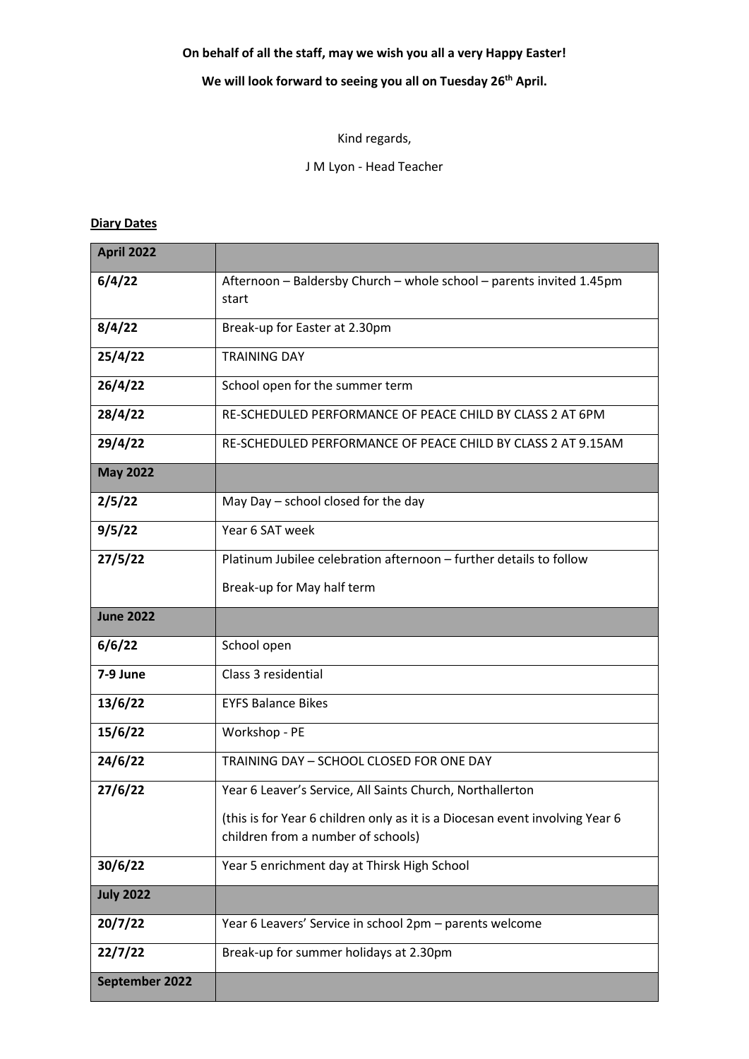**On behalf of all the staff, may we wish you all a very Happy Easter!**

**We will look forward to seeing you all on Tuesday 26th April.**

Kind regards,

J M Lyon - Head Teacher

**Diary Dates**

| **April 2022** | |
|---|---|
| **6/4/22** | Afternoon – Baldersby Church – whole school – parents invited 1.45pm start |
| **8/4/22** | Break-up for Easter at 2.30pm |
| **25/4/22** | TRAINING DAY |
| **26/4/22** | School open for the summer term |
| **28/4/22** | RE-SCHEDULED PERFORMANCE OF PEACE CHILD BY CLASS 2 AT 6PM |
| **29/4/22** | RE-SCHEDULED PERFORMANCE OF PEACE CHILD BY CLASS 2 AT 9.15AM |
| **May 2022** | |
| **2/5/22** | May Day – school closed for the day |
| **9/5/22** | Year 6 SAT week |
| **27/5/22** | Platinum Jubilee celebration afternoon – further details to follow<br><br>Break-up for May half term |
| **June 2022** | |
| **6/6/22** | School open |
| **7-9 June** | Class 3 residential |
| **13/6/22** | EYFS Balance Bikes |
| **15/6/22** | Workshop - PE |
| **24/6/22** | TRAINING DAY – SCHOOL CLOSED FOR ONE DAY |
| **27/6/22** | Year 6 Leaver's Service, All Saints Church, Northallerton<br><br>(this is for Year 6 children only as it is a Diocesan event involving Year 6 children from a number of schools) |
| **30/6/22** | Year 5 enrichment day at Thirsk High School |
| **July 2022** | |
| **20/7/22** | Year 6 Leavers' Service in school 2pm – parents welcome |
| **22/7/22** | Break-up for summer holidays at 2.30pm |
| **September 2022** | |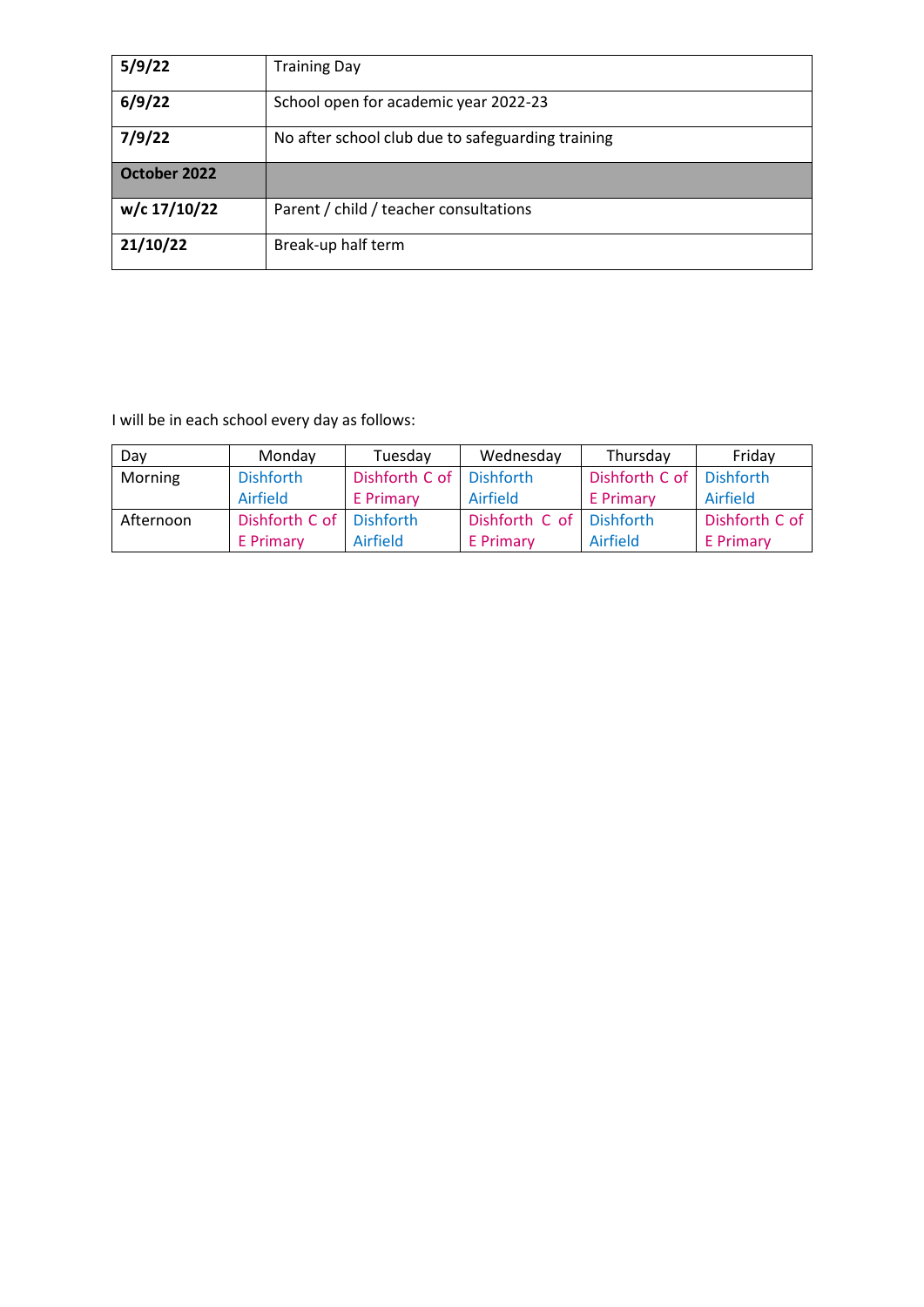| | |
|---|---|
| **5/9/22** | Training Day |
| **6/9/22** | School open for academic year 2022-23 |
| **7/9/22** | No after school club due to safeguarding training |
| **October 2022** | |
| **w/c 17/10/22** | Parent / child / teacher consultations |
| **21/10/22** | Break-up half term |

I will be in each school every day as follows:

| Day | Monday | Tuesday | Wednesday | Thursday | Friday |
|---|---|---|---|---|---|
| Morning | Dishforth Airfield | Dishforth C of E Primary | Dishforth Airfield | Dishforth C of E Primary | Dishforth Airfield |
| Afternoon | Dishforth C of E Primary | Dishforth Airfield | Dishforth C of E Primary | Dishforth Airfield | Dishforth C of E Primary |